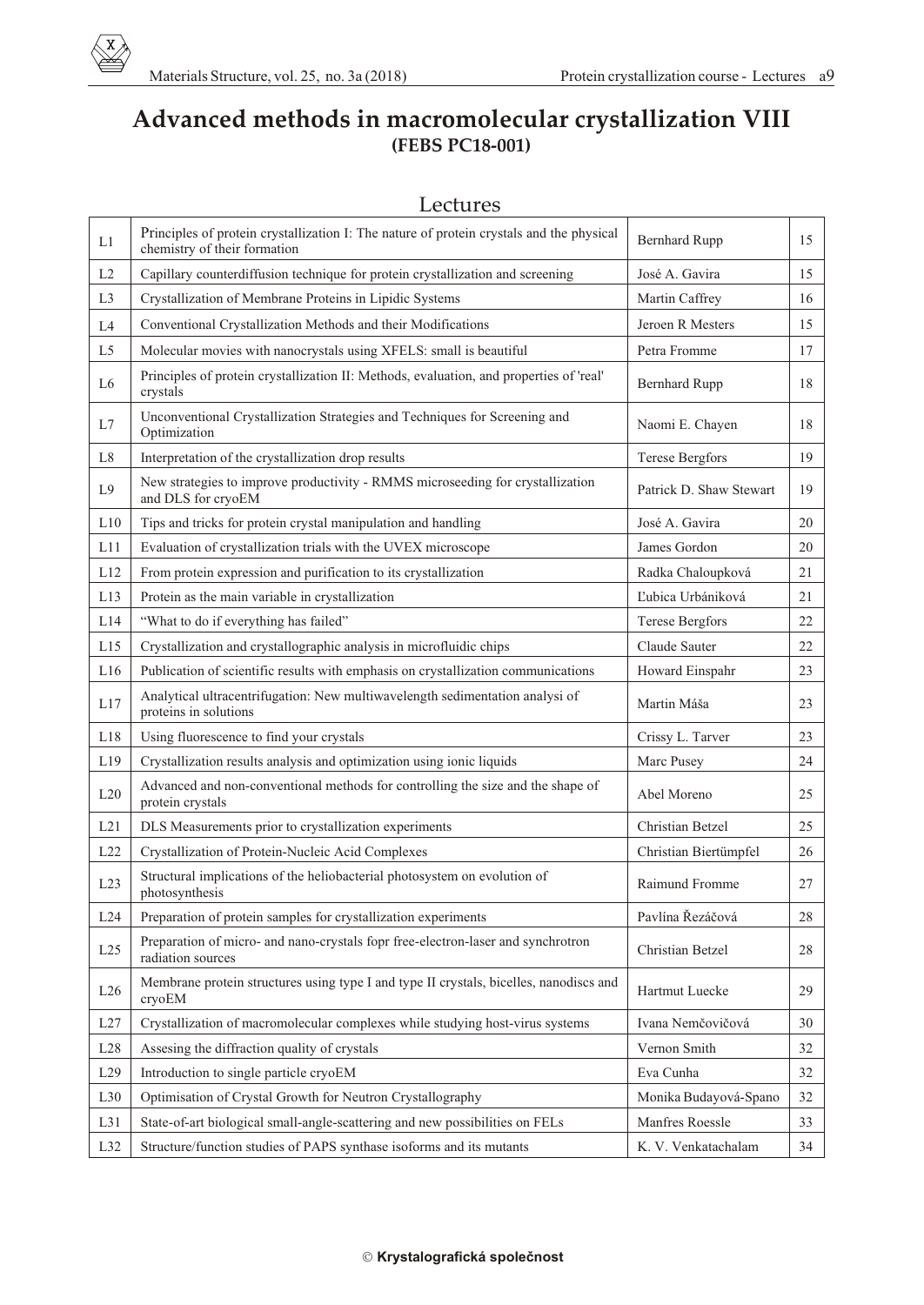# Advanced methods in macromolecular crystallization VIII
## (FEBS PC18-001)

## Lectures

| | | | |
|---|---|---|---|
| L1 | Principles of protein crystallization I: The nature of protein crystals and the physical chemistry of their formation | Bernhard Rupp | 15 |
| L2 | Capillary counterdiffusion technique for protein crystallization and screening | José A. Gavira | 15 |
| L3 | Crystallization of Membrane Proteins in Lipidic Systems | Martin Caffrey | 16 |
| L4 | Conventional Crystallization Methods and their Modifications | Jeroen R Mesters | 15 |
| L5 | Molecular movies with nanocrystals using XFELS: small is beautiful | Petra Fromme | 17 |
| L6 | Principles of protein crystallization II: Methods, evaluation, and properties of 'real' crystals | Bernhard Rupp | 18 |
| L7 | Unconventional Crystallization Strategies and Techniques for Screening and Optimization | Naomi E. Chayen | 18 |
| L8 | Interpretation of the crystallization drop results | Terese Bergfors | 19 |
| L9 | New strategies to improve productivity - RMMS microseeding for crystallization and DLS for cryoEM | Patrick D. Shaw Stewart | 19 |
| L10 | Tips and tricks for protein crystal manipulation and handling | José A. Gavira | 20 |
| L11 | Evaluation of crystallization trials with the UVEX microscope | James Gordon | 20 |
| L12 | From protein expression and purification to its crystallization | Radka Chaloupková | 21 |
| L13 | Protein as the main variable in crystallization | Ľubica Urbániková | 21 |
| L14 | "What to do if everything has failed" | Terese Bergfors | 22 |
| L15 | Crystallization and crystallographic analysis in microfluidic chips | Claude Sauter | 22 |
| L16 | Publication of scientific results with emphasis on crystallization communications | Howard Einspahr | 23 |
| L17 | Analytical ultracentrifugation: New multiwavelength sedimentation analysi of proteins in solutions | Martin Máša | 23 |
| L18 | Using fluorescence to find your crystals | Crissy L. Tarver | 23 |
| L19 | Crystallization results analysis and optimization using ionic liquids | Marc Pusey | 24 |
| L20 | Advanced and non-conventional methods for controlling the size and the shape of protein crystals | Abel Moreno | 25 |
| L21 | DLS Measurements prior to crystallization experiments | Christian Betzel | 25 |
| L22 | Crystallization of Protein-Nucleic Acid Complexes | Christian Biertümpfel | 26 |
| L23 | Structural implications of the heliobacterial photosystem on evolution of photosynthesis | Raimund Fromme | 27 |
| L24 | Preparation of protein samples for crystallization experiments | Pavlína Řezáčová | 28 |
| L25 | Preparation of micro- and nano-crystals fopr free-electron-laser and synchrotron radiation sources | Christian Betzel | 28 |
| L26 | Membrane protein structures using type I and type II crystals, bicelles, nanodiscs and cryoEM | Hartmut Luecke | 29 |
| L27 | Crystallization of macromolecular complexes while studying host-virus systems | Ivana Nemčovičová | 30 |
| L28 | Assesing the diffraction quality of crystals | Vernon Smith | 32 |
| L29 | Introduction to single particle cryoEM | Eva Cunha | 32 |
| L30 | Optimisation of Crystal Growth for Neutron Crystallography | Monika Budayová-Spano | 32 |
| L31 | State-of-art biological small-angle-scattering and new possibilities on FELs | Manfres Roessle | 33 |
| L32 | Structure/function studies of PAPS synthase isoforms and its mutants | K. V. Venkatachalam | 34 |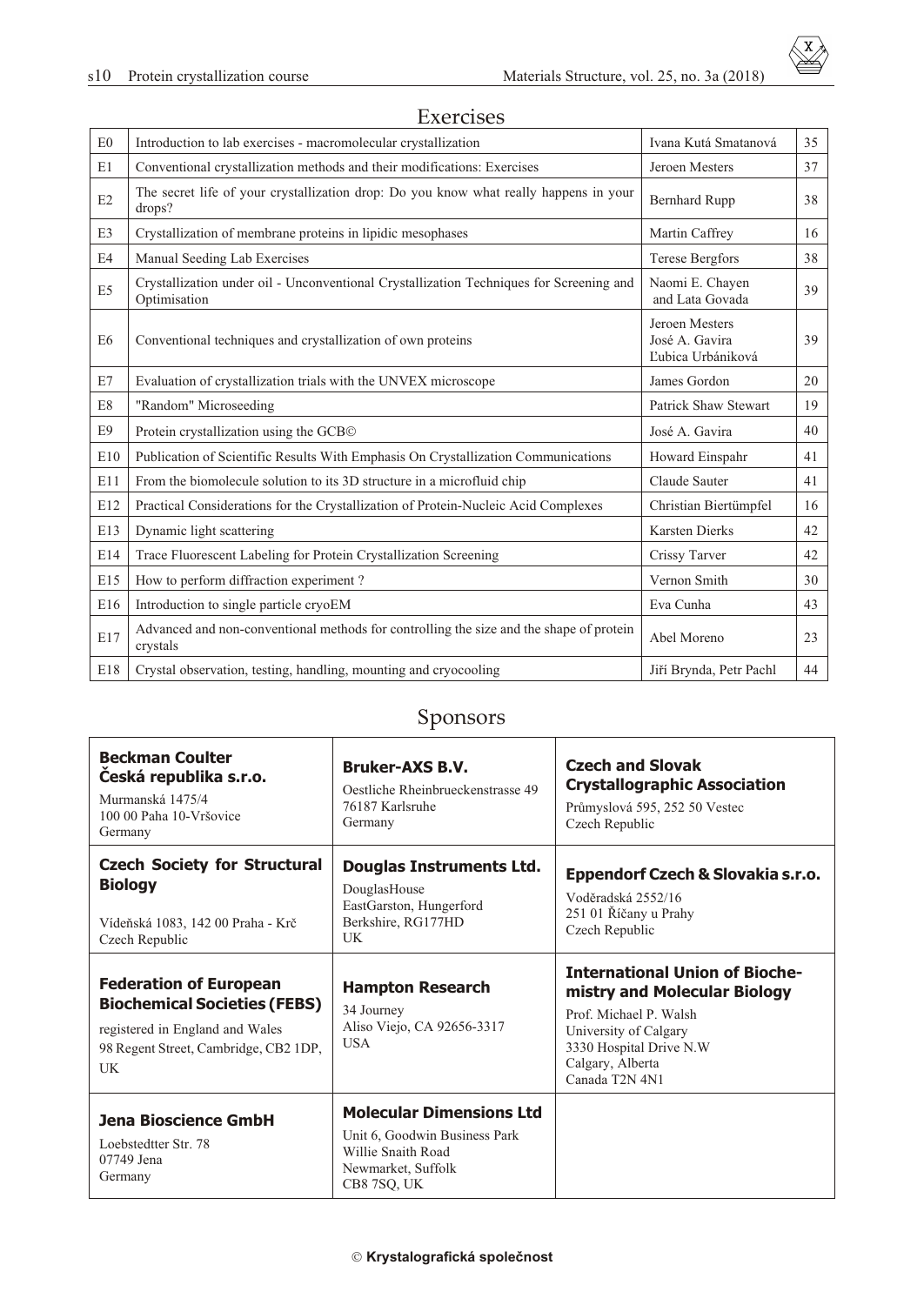## Exercises

| | | | |
|---|---|---|---|
| E0 | Introduction to lab exercises - macromolecular crystallization | Ivana Kutá Smatanová | 35 |
| E1 | Conventional crystallization methods and their modifications: Exercises | Jeroen Mesters | 37 |
| E2 | The secret life of your crystallization drop: Do you know what really happens in your drops? | Bernhard Rupp | 38 |
| E3 | Crystallization of membrane proteins in lipidic mesophases | Martin Caffrey | 16 |
| E4 | Manual Seeding Lab Exercises | Terese Bergfors | 38 |
| E5 | Crystallization under oil - Unconventional Crystallization Techniques for Screening and Optimisation | Naomi E. Chayen and Lata Govada | 39 |
| E6 | Conventional techniques and crystallization of own proteins | Jeroen Mesters José A. Gavira Ľubica Urbániková | 39 |
| E7 | Evaluation of crystallization trials with the UNVEX microscope | James Gordon | 20 |
| E8 | "Random" Microseeding | Patrick Shaw Stewart | 19 |
| E9 | Protein crystallization using the GCB© | José A. Gavira | 40 |
| E10 | Publication of Scientific Results With Emphasis On Crystallization Communications | Howard Einspahr | 41 |
| E11 | From the biomolecule solution to its 3D structure in a microfluid chip | Claude Sauter | 41 |
| E12 | Practical Considerations for the Crystallization of Protein-Nucleic Acid Complexes | Christian Biertümpfel | 16 |
| E13 | Dynamic light scattering | Karsten Dierks | 42 |
| E14 | Trace Fluorescent Labeling for Protein Crystallization Screening | Crissy Tarver | 42 |
| E15 | How to perform diffraction experiment ? | Vernon Smith | 30 |
| E16 | Introduction to single particle cryoEM | Eva Cunha | 43 |
| E17 | Advanced and non-conventional methods for controlling the size and the shape of protein crystals | Abel Moreno | 23 |
| E18 | Crystal observation, testing, handling, mounting and cryocooling | Jiří Brynda, Petr Pachl | 44 |

## Sponsors

| | | |
|---|---|---|
| **Beckman Coulter Česká republika s.r.o.** Murmanská 1475/4 100 00 Paha 10-Vršovice Germany | **Bruker-AXS B.V.** Oestliche Rheinbrueckenstrasse 49 76187 Karlsruhe Germany | **Czech and Slovak Crystallographic Association** Průmyslová 595, 252 50 Vestec Czech Republic |
| **Czech Society for Structural Biology** Vídeňská 1083, 142 00 Praha - Krč Czech Republic | **Douglas Instruments Ltd.** DouglasHouse EastGarston, Hungerford Berkshire, RG177HD UK | **Eppendorf Czech & Slovakia s.r.o.** Voděradská 2552/16 251 01 Říčany u Prahy Czech Republic |
| **Federation of European Biochemical Societies (FEBS)** registered in England and Wales 98 Regent Street, Cambridge, CB2 1DP, UK | **Hampton Research** 34 Journey Aliso Viejo, CA 92656-3317 USA | **International Union of Biochemistry and Molecular Biology** Prof. Michael P. Walsh University of Calgary 3330 Hospital Drive N.W Calgary, Alberta Canada T2N 4N1 |
| **Jena Bioscience GmbH** Loebstedtter Str. 78 07749 Jena Germany | **Molecular Dimensions Ltd** Unit 6, Goodwin Business Park Willie Snaith Road Newmarket, Suffolk CB8 7SQ, UK | |

© **Krystalografická společnost**